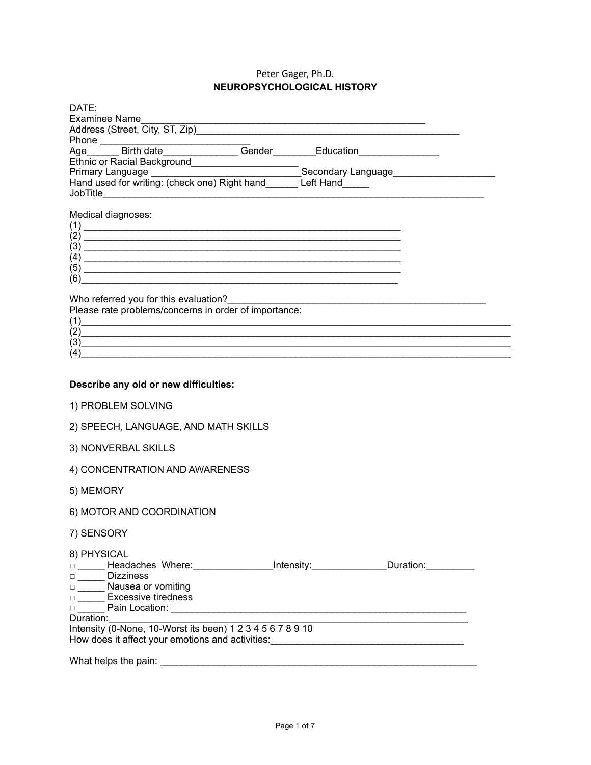Peter Gager, Ph.D.

# NEUROPSYCHOLOGICAL HISTORY

DATE:
Examinee Name_______________________________________________________
Address (Street, City, ST, Zip)__________________________________________________
Phone ____________________________
Age______ Birth date______________ Gender________Education_______________
Ethnic or Racial Background____________________
Primary Language ____________________________Secondary Language___________________
Hand used for writing: (check one) Right hand______ Left Hand_____
JobTitle_________________________________________________________________________

Medical diagnoses:
(1) ____________________________________________________________
(2) ____________________________________________________________
(3) ____________________________________________________________
(4) ____________________________________________________________
(5) ____________________________________________________________
(6)____________________________________________________________

Who referred you for this evaluation?_______________________________________________
Please rate problems/concerns in order of importance:
(1)_________________________________________________________________________________
(2)_________________________________________________________________________________
(3)_________________________________________________________________________________
(4)_________________________________________________________________________________

**Describe any old or new difficulties:**

1) PROBLEM SOLVING

2) SPEECH, LANGUAGE, AND MATH SKILLS

3) NONVERBAL SKILLS

4) CONCENTRATION AND AWARENESS

5) MEMORY

6) MOTOR AND COORDINATION

7) SENSORY

8) PHYSICAL
□ _____ Headaches Where:_______________Intensity:______________Duration:_________
□ _____ Dizziness
□ _____ Nausea or vomiting
□ _____ Excessive tiredness
□ _____ Pain Location: ________________________________________________________
Duration:_____________________________________________________________________
Intensity (0-None, 10-Worst its been) 1 2 3 4 5 6 7 8 9 10
How does it affect your emotions and activities:_____________________________________

What helps the pain: ______________________________________________________________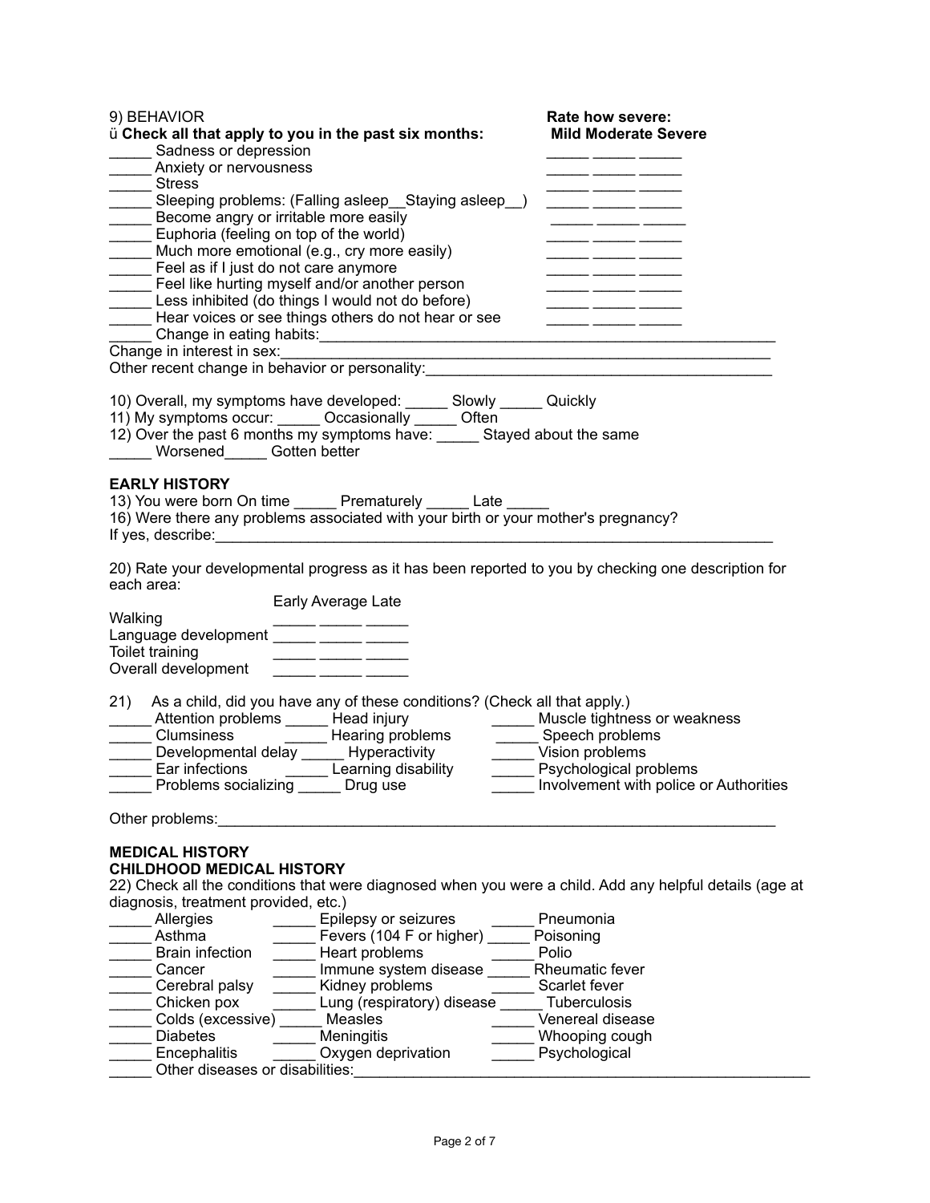9) BEHAVIOR

ü **Check all that apply to you in the past six months:**

**Rate how severe:**

| | Symptom | Mild | Moderate | Severe |
|---|---|---|---|---|
| _____ | Sadness or depression | _____ | _____ | _____ |
| _____ | Anxiety or nervousness | _____ | _____ | _____ |
| _____ | Stress | _____ | _____ | _____ |
| _____ | Sleeping problems: (Falling asleep__Staying asleep__) | _____ | _____ | _____ |
| _____ | Become angry or irritable more easily | _____ | _____ | _____ |
| _____ | Euphoria (feeling on top of the world) | _____ | _____ | _____ |
| _____ | Much more emotional (e.g., cry more easily) | _____ | _____ | _____ |
| _____ | Feel as if I just do not care anymore | _____ | _____ | _____ |
| _____ | Feel like hurting myself and/or another person | _____ | _____ | _____ |
| _____ | Less inhibited (do things I would not do before) | _____ | _____ | _____ |
| _____ | Hear voices or see things others do not hear or see | _____ | _____ | _____ |

_____ Change in eating habits:____________________________________________________________

Change in interest in sex:____________________________________________________________

Other recent change in behavior or personality:__________________________________________

10) Overall, my symptoms have developed: _____ Slowly _____ Quickly

11) My symptoms occur: _____ Occasionally _____ Often

12) Over the past 6 months my symptoms have: _____ Stayed about the same _____ Worsened_____ Gotten better

**EARLY HISTORY**

13) You were born On time _____ Prematurely _____ Late _____

16) Were there any problems associated with your birth or your mother's pregnancy?

If yes, describe:_________________________________________________________________________

20) Rate your developmental progress as it has been reported to you by checking one description for each area:

| | Early | Average | Late |
|---|---|---|---|
| Walking | _____ | _____ | _____ |
| Language development | _____ | _____ | _____ |
| Toilet training | _____ | _____ | _____ |
| Overall development | _____ | _____ | _____ |

21) As a child, did you have any of these conditions? (Check all that apply.)

_____ Attention problems
_____ Clumsiness
_____ Developmental delay
_____ Ear infections
_____ Problems socializing
_____ Head injury
_____ Hearing problems
_____ Hyperactivity
_____ Learning disability
_____ Drug use
_____ Muscle tightness or weakness
_____ Speech problems
_____ Vision problems
_____ Psychological problems
_____ Involvement with police or Authorities

Other problems:_________________________________________________________________________

**MEDICAL HISTORY**

**CHILDHOOD MEDICAL HISTORY**

22) Check all the conditions that were diagnosed when you were a child. Add any helpful details (age at diagnosis, treatment provided, etc.)

_____ Allergies
_____ Asthma
_____ Brain infection
_____ Cancer
_____ Cerebral palsy
_____ Chicken pox
_____ Colds (excessive)
_____ Diabetes
_____ Encephalitis
_____ Epilepsy or seizures
_____ Fevers (104 F or higher)
_____ Heart problems
_____ Immune system disease
_____ Kidney problems
_____ Lung (respiratory) disease
_____ Measles
_____ Meningitis
_____ Oxygen deprivation
_____ Pneumonia
_____ Poisoning
_____ Polio
_____ Rheumatic fever
_____ Scarlet fever
_____ Tuberculosis
_____ Venereal disease
_____ Whooping cough
_____ Psychological
_____ Other diseases or disabilities:_________________________________________________________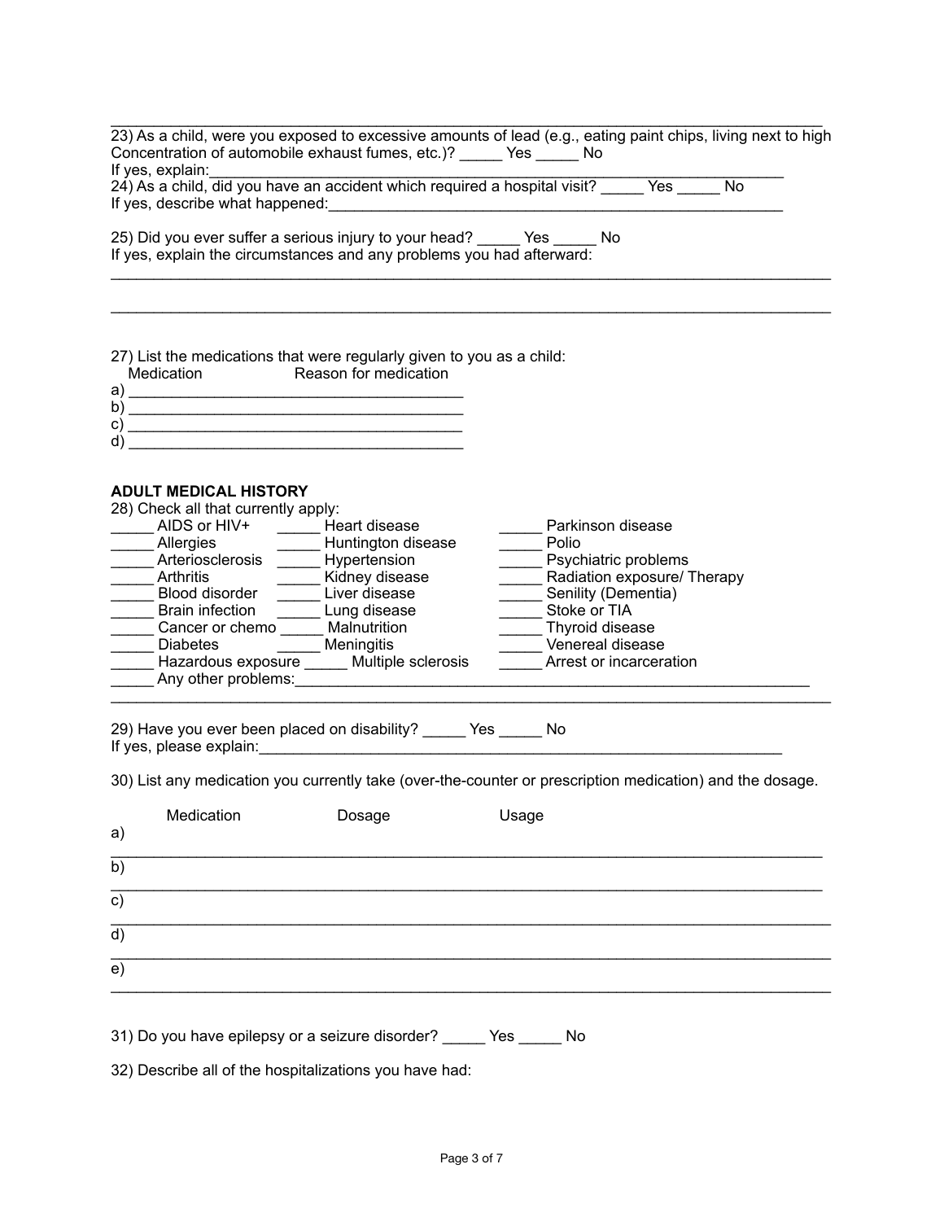\_\_\_\_\_\_\_\_\_\_\_\_\_\_\_\_\_\_\_\_\_\_\_\_\_\_\_\_\_\_\_\_\_\_\_\_\_\_\_\_\_\_\_\_\_\_\_\_\_\_\_\_\_\_\_\_\_\_\_\_\_\_\_\_\_\_\_\_\_\_\_\_\_\_\_\_\_\_\_\_\_\_\_\_

23) As a child, were you exposed to excessive amounts of lead (e.g., eating paint chips, living next to high Concentration of automobile exhaust fumes, etc.)? _____ Yes _____ No

If yes, explain:\_\_\_\_\_\_\_\_\_\_\_\_\_\_\_\_\_\_\_\_\_\_\_\_\_\_\_\_\_\_\_\_\_\_\_\_\_\_\_\_\_\_\_\_\_\_\_\_\_\_\_\_\_\_\_\_\_\_\_\_\_\_\_\_\_\_\_\_\_\_

24) As a child, did you have an accident which required a hospital visit? _____ Yes _____ No

If yes, describe what happened:\_\_\_\_\_\_\_\_\_\_\_\_\_\_\_\_\_\_\_\_\_\_\_\_\_\_\_\_\_\_\_\_\_\_\_\_\_\_\_\_\_\_\_\_\_\_\_\_\_\_\_\_\_\_\_\_

25) Did you ever suffer a serious injury to your head? _____ Yes _____ No

If yes, explain the circumstances and any problems you had afterward:

\_\_\_\_\_\_\_\_\_\_\_\_\_\_\_\_\_\_\_\_\_\_\_\_\_\_\_\_\_\_\_\_\_\_\_\_\_\_\_\_\_\_\_\_\_\_\_\_\_\_\_\_\_\_\_\_\_\_\_\_\_\_\_\_\_\_\_\_\_\_\_\_\_\_\_\_\_\_\_\_\_\_\_\_

\_\_\_\_\_\_\_\_\_\_\_\_\_\_\_\_\_\_\_\_\_\_\_\_\_\_\_\_\_\_\_\_\_\_\_\_\_\_\_\_\_\_\_\_\_\_\_\_\_\_\_\_\_\_\_\_\_\_\_\_\_\_\_\_\_\_\_\_\_\_\_\_\_\_\_\_\_\_\_\_\_\_\_\_

27) List the medications that were regularly given to you as a child:

Medication        Reason for medication

a) \_\_\_\_\_\_\_\_\_\_\_\_\_\_\_\_\_\_\_\_\_\_\_\_\_\_\_\_\_\_\_\_\_\_\_\_\_\_\_\_

b) \_\_\_\_\_\_\_\_\_\_\_\_\_\_\_\_\_\_\_\_\_\_\_\_\_\_\_\_\_\_\_\_\_\_\_\_\_\_\_\_

c) \_\_\_\_\_\_\_\_\_\_\_\_\_\_\_\_\_\_\_\_\_\_\_\_\_\_\_\_\_\_\_\_\_\_\_\_\_\_\_\_

d) \_\_\_\_\_\_\_\_\_\_\_\_\_\_\_\_\_\_\_\_\_\_\_\_\_\_\_\_\_\_\_\_\_\_\_\_\_\_\_\_

**ADULT MEDICAL HISTORY**

28) Check all that currently apply:

| | | |
|---|---|---|
| _____ AIDS or HIV+ | _____ Heart disease | _____ Parkinson disease |
| _____ Allergies | _____ Huntington disease | _____ Polio |
| _____ Arteriosclerosis | _____ Hypertension | _____ Psychiatric problems |
| _____ Arthritis | _____ Kidney disease | _____ Radiation exposure/ Therapy |
| _____ Blood disorder | _____ Liver disease | _____ Senility (Dementia) |
| _____ Brain infection | _____ Lung disease | _____ Stoke or TIA |
| _____ Cancer or chemo | _____ Malnutrition | _____ Thyroid disease |
| _____ Diabetes | _____ Meningitis | _____ Venereal disease |
| _____ Hazardous exposure | _____ Multiple sclerosis | _____ Arrest or incarceration |

_____ Any other problems:\_\_\_\_\_\_\_\_\_\_\_\_\_\_\_\_\_\_\_\_\_\_\_\_\_\_\_\_\_\_\_\_\_\_\_\_\_\_\_\_\_\_\_\_\_\_\_\_\_\_\_\_\_\_\_\_\_\_\_\_\_\_

\_\_\_\_\_\_\_\_\_\_\_\_\_\_\_\_\_\_\_\_\_\_\_\_\_\_\_\_\_\_\_\_\_\_\_\_\_\_\_\_\_\_\_\_\_\_\_\_\_\_\_\_\_\_\_\_\_\_\_\_\_\_\_\_\_\_\_\_\_\_\_\_\_\_\_\_\_\_\_\_\_\_\_\_

29) Have you ever been placed on disability? _____ Yes _____ No

If yes, please explain:\_\_\_\_\_\_\_\_\_\_\_\_\_\_\_\_\_\_\_\_\_\_\_\_\_\_\_\_\_\_\_\_\_\_\_\_\_\_\_\_\_\_\_\_\_\_\_\_\_\_\_\_\_\_\_\_\_\_\_\_\_\_\_\_

30) List any medication you currently take (over-the-counter or prescription medication) and the dosage.

| | Medication | Dosage | Usage |
|---|---|---|---|
| a) | | | |
| b) | | | |
| c) | | | |
| d) | | | |
| e) | | | |

31) Do you have epilepsy or a seizure disorder? _____ Yes _____ No

32) Describe all of the hospitalizations you have had: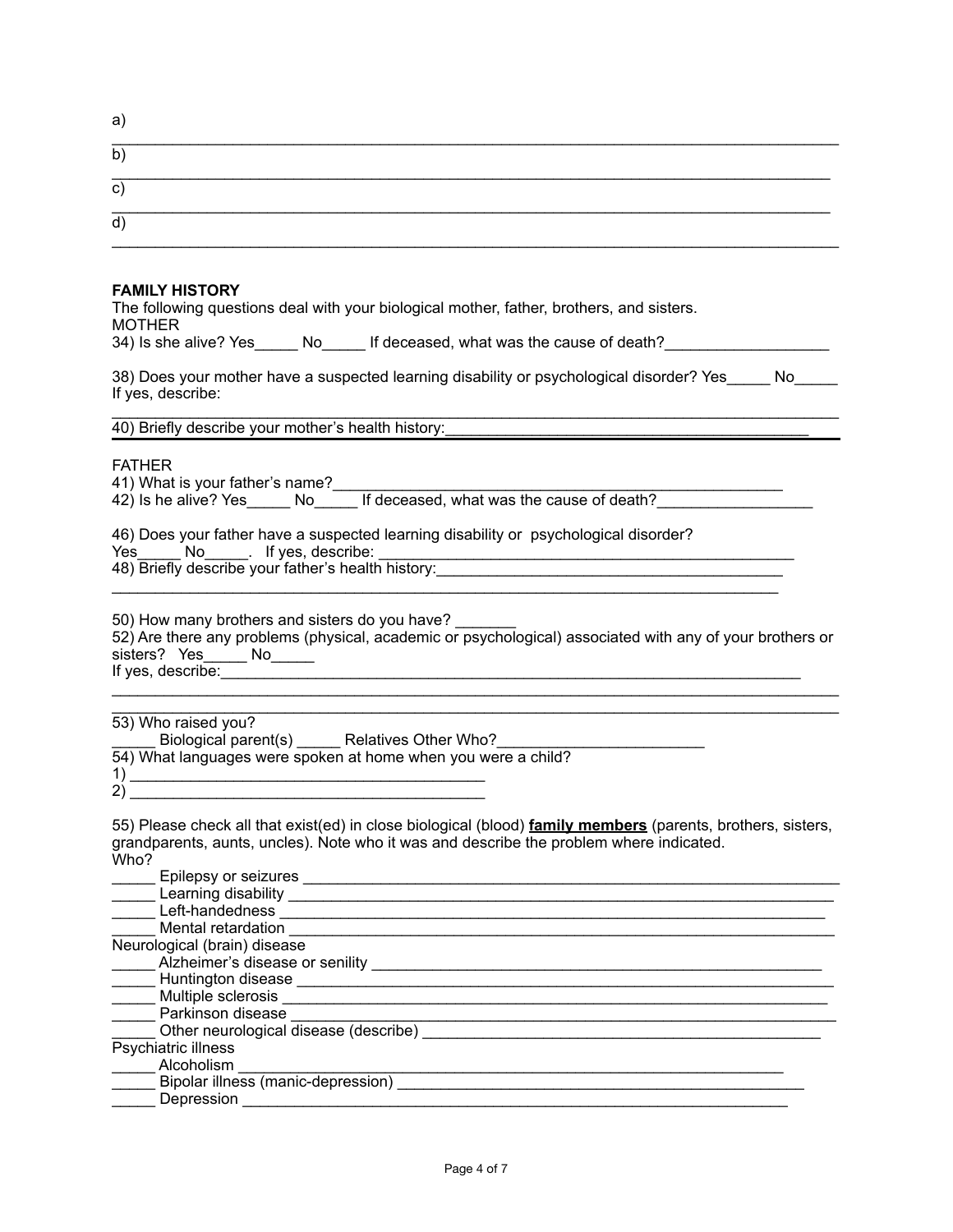a) ______________________________________________________________________________

b) ______________________________________________________________________________

c) ______________________________________________________________________________

d) ______________________________________________________________________________

**FAMILY HISTORY**

The following questions deal with your biological mother, father, brothers, and sisters.

MOTHER

34) Is she alive? Yes_____ No_____ If deceased, what was the cause of death?___________________

38) Does your mother have a suspected learning disability or psychological disorder? Yes_____ No_____
If yes, describe:
______________________________________________________________________________

40) Briefly describe your mother's health history:__________________________________________

FATHER

41) What is your father's name?_____________________________________________________

42) Is he alive? Yes_____ No_____ If deceased, what was the cause of death?_________________

46) Does your father have a suspected learning disability or psychological disorder?
Yes_____ No_____. If yes, describe: _______________________________________________

48) Briefly describe your father's health history:_________________________________________
______________________________________________________________________________

50) How many brothers and sisters do you have? _______

52) Are there any problems (physical, academic or psychological) associated with any of your brothers or sisters? Yes_____ No_____
If yes, describe:______________________________________________________________________
______________________________________________________________________________
______________________________________________________________________________

53) Who raised you?
_____ Biological parent(s) _____ Relatives Other Who?________________________

54) What languages were spoken at home when you were a child?

1) _________________________________________

2) _________________________________________

55) Please check all that exist(ed) in close biological (blood) **family members** (parents, brothers, sisters, grandparents, aunts, uncles). Note who it was and describe the problem where indicated.

Who?

_____ Epilepsy or seizures _____________________________________________________________

_____ Learning disability ______________________________________________________________

_____ Left-handedness _______________________________________________________________

_____ Mental retardation ______________________________________________________________

Neurological (brain) disease

_____ Alzheimer's disease or senility ____________________________________________________

_____ Huntington disease _____________________________________________________________

_____ Multiple sclerosis ______________________________________________________________

_____ Parkinson disease ______________________________________________________________

_____ Other neurological disease (describe) ______________________________________________

Psychiatric illness

_____ Alcoholism ___________________________________________________________________

_____ Bipolar illness (manic-depression) _________________________________________________

_____ Depression ___________________________________________________________________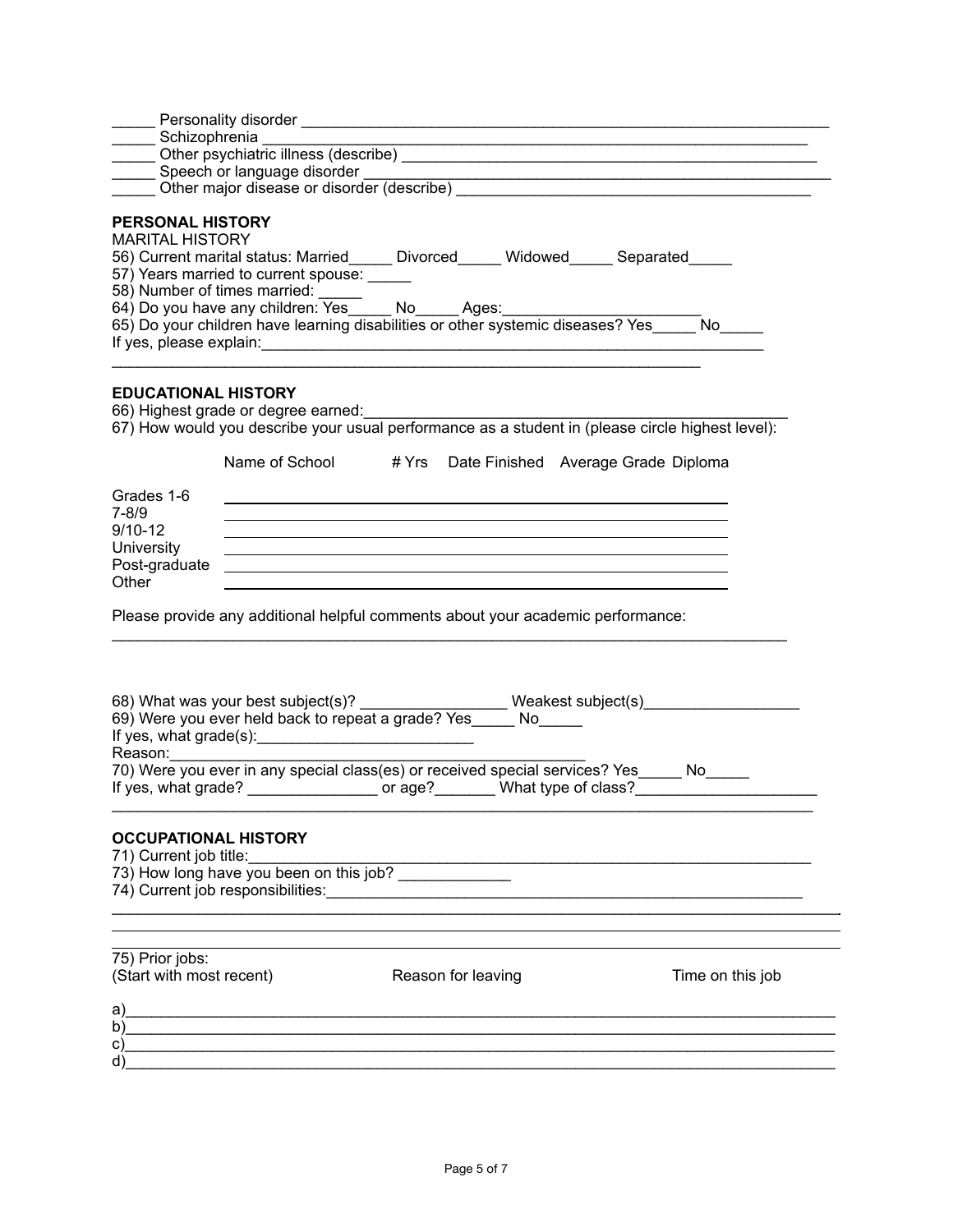_____ Personality disorder ___________________________________________________________
_____ Schizophrenia ___________________________________________________________
_____ Other psychiatric illness (describe) ______________________________________________
_____ Speech or language disorder ___________________________________________________
_____ Other major disease or disorder (describe) _______________________________________

## PERSONAL HISTORY

MARITAL HISTORY

56) Current marital status: Married_____ Divorced_____ Widowed_____ Separated_____
57) Years married to current spouse: _____
58) Number of times married: _____
64) Do you have any children: Yes_____ No_____ Ages:______________________
65) Do your children have learning disabilities or other systemic diseases? Yes_____ No_____
If yes, please explain:___________________________________________________________
_________________________________________________________________

## EDUCATIONAL HISTORY

66) Highest grade or degree earned:_____________________________________________
67) How would you describe your usual performance as a student in (please circle highest level):

| | Name of School | # Yrs | Date Finished | Average Grade | Diploma |
|---|---|---|---|---|---|
| Grades 1-6 | | | | | |
| 7-8/9 | | | | | |
| 9/10-12 | | | | | |
| University | | | | | |
| Post-graduate | | | | | |
| Other | | | | | |

Please provide any additional helpful comments about your academic performance:
___________________________________________________________________________

68) What was your best subject(s)? ________________ Weakest subject(s)_________________
69) Were you ever held back to repeat a grade? Yes_____ No_____
If yes, what grade(s):_________________________
Reason:________________________________________________
70) Were you ever in any special class(es) or received special services? Yes_____ No_____
If yes, what grade? _______________ or age?_______ What type of class?_____________________
_______________________________________________________________________________

## OCCUPATIONAL HISTORY

71) Current job title:_______________________________________________________________
73) How long have you been on this job? ____________
74) Current job responsibilities:_________________________________________________________
_______________________________________________________________________________
_______________________________________________________________________________
_______________________________________________________________________________

75) Prior jobs:

| (Start with most recent) | Reason for leaving | Time on this job |
|---|---|---|
| a) | | |
| b) | | |
| c) | | |
| d) | | |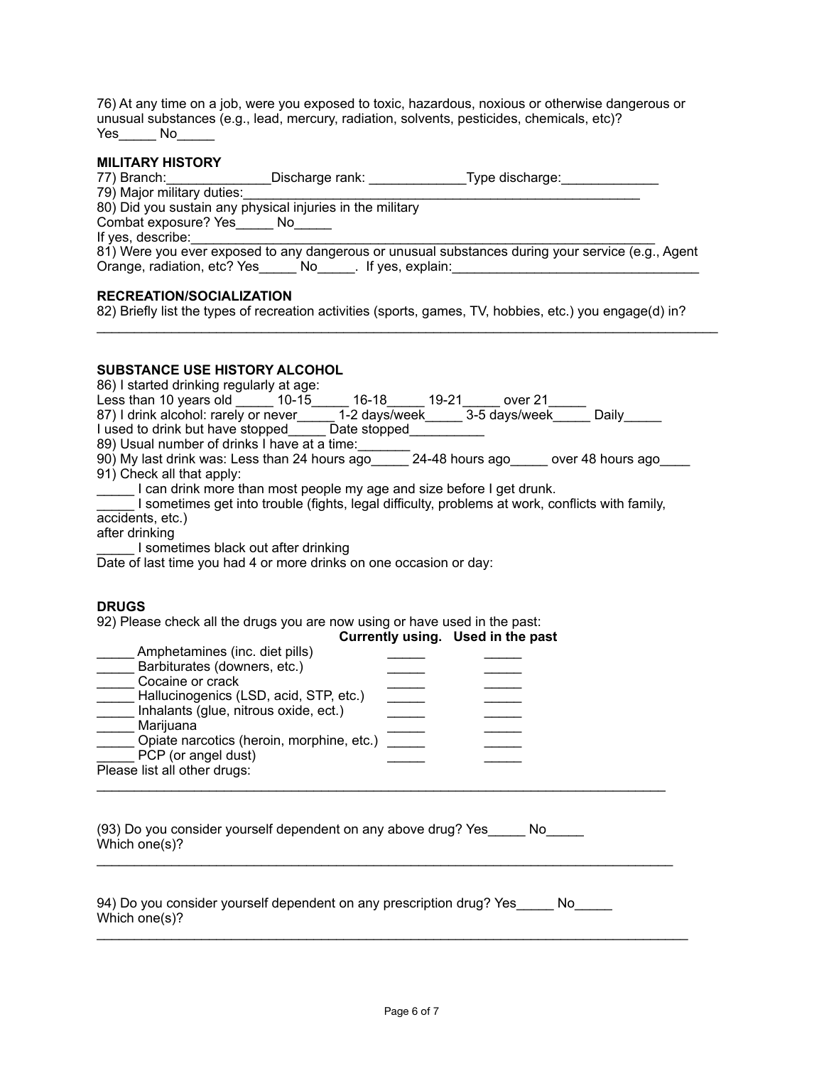76) At any time on a job, were you exposed to toxic, hazardous, noxious or otherwise dangerous or unusual substances (e.g., lead, mercury, radiation, solvents, pesticides, chemicals, etc)?
Yes_____ No_____

**MILITARY HISTORY**

77) Branch:______________Discharge rank: _____________Type discharge:_____________
79) Major military duties:_______________________________________________________
80) Did you sustain any physical injuries in the military
Combat exposure? Yes_____ No_____
If yes, describe:_________________________________________________________________
81) Were you ever exposed to any dangerous or unusual substances during your service (e.g., Agent Orange, radiation, etc? Yes_____ No_____. If yes, explain:_________________________________

**RECREATION/SOCIALIZATION**

82) Briefly list the types of recreation activities (sports, games, TV, hobbies, etc.) you engage(d) in?
_____________________________________________________________________________________

**SUBSTANCE USE HISTORY ALCOHOL**

86) I started drinking regularly at age:
Less than 10 years old _____ 10-15_____ 16-18_____ 19-21_____ over 21_____
87) I drink alcohol: rarely or never_____ 1-2 days/week_____ 3-5 days/week_____ Daily_____
I used to drink but have stopped_____ Date stopped__________
89) Usual number of drinks I have at a time:_______
90) My last drink was: Less than 24 hours ago_____ 24-48 hours ago_____ over 48 hours ago____
91) Check all that apply:
_____ I can drink more than most people my age and size before I get drunk.
_____ I sometimes get into trouble (fights, legal difficulty, problems at work, conflicts with family, accidents, etc.)
after drinking
_____ I sometimes black out after drinking
Date of last time you had 4 or more drinks on one occasion or day:

**DRUGS**

92) Please check all the drugs you are now using or have used in the past:

| | **Currently using.** | **Used in the past** |
|---|---|---|
| _____ Amphetamines (inc. diet pills) | _____ | _____ |
| _____ Barbiturates (downers, etc.) | _____ | _____ |
| _____ Cocaine or crack | _____ | _____ |
| _____ Hallucinogenics (LSD, acid, STP, etc.) | _____ | _____ |
| _____ Inhalants (glue, nitrous oxide, ect.) | _____ | _____ |
| _____ Marijuana | _____ | _____ |
| _____ Opiate narcotics (heroin, morphine, etc.) | _____ | _____ |
| _____ PCP (or angel dust) | _____ | _____ |

Please list all other drugs:
_________________________________________________________________________________

(93) Do you consider yourself dependent on any above drug? Yes_____ No_____
Which one(s)?
_________________________________________________________________________________

94) Do you consider yourself dependent on any prescription drug? Yes_____ No_____
Which one(s)?
_________________________________________________________________________________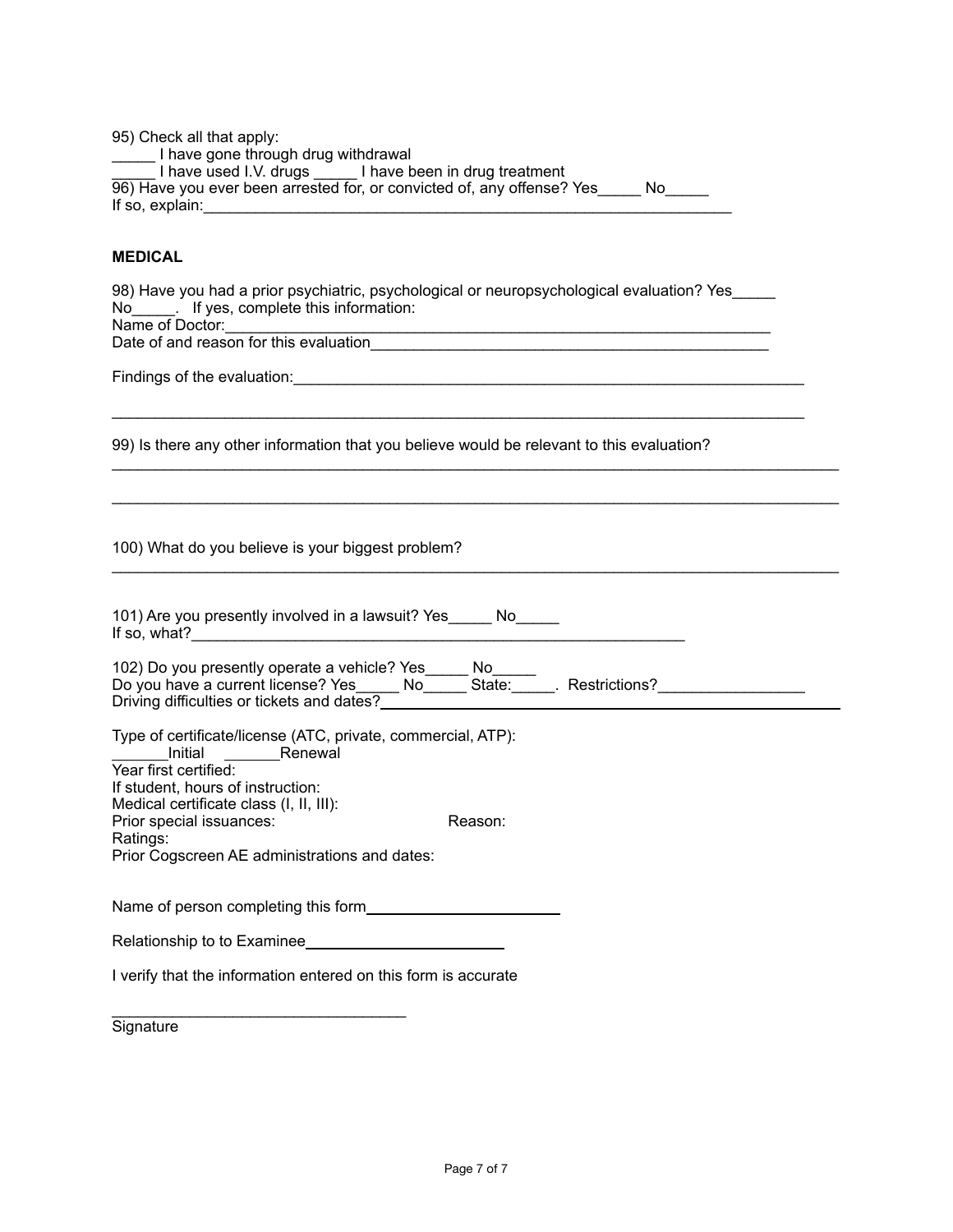95) Check all that apply:
_____ I have gone through drug withdrawal
_____ I have used I.V. drugs _____ I have been in drug treatment
96) Have you ever been arrested for, or convicted of, any offense? Yes_____ No_____
If so, explain:_______________________________________________________________

**MEDICAL**

98) Have you had a prior psychiatric, psychological or neuropsychological evaluation? Yes_____ No_____. If yes, complete this information:
Name of Doctor:_______________________________________________________________
Date of and reason for this evaluation__________________________________________

Findings of the evaluation:______________________________________________________

_________________________________________________________________________

99) Is there any other information that you believe would be relevant to this evaluation?
_________________________________________________________________________

_________________________________________________________________________

100) What do you believe is your biggest problem?
_________________________________________________________________________

101) Are you presently involved in a lawsuit? Yes_____ No_____
If so, what?___________________________________________________________

102) Do you presently operate a vehicle? Yes_____ No_____
Do you have a current license? Yes_____ No_____ State:_____. Restrictions?________________
Driving difficulties or tickets and dates?__________________________________________

Type of certificate/license (ATC, private, commercial, ATP):
______Initial ______Renewal
Year first certified:
If student, hours of instruction:
Medical certificate class (I, II, III):
Prior special issuances: Reason:
Ratings:
Prior Cogscreen AE administrations and dates:

Name of person completing this form______________________

Relationship to to Examinee______________________

I verify that the information entered on this form is accurate

_________________________________
Signature